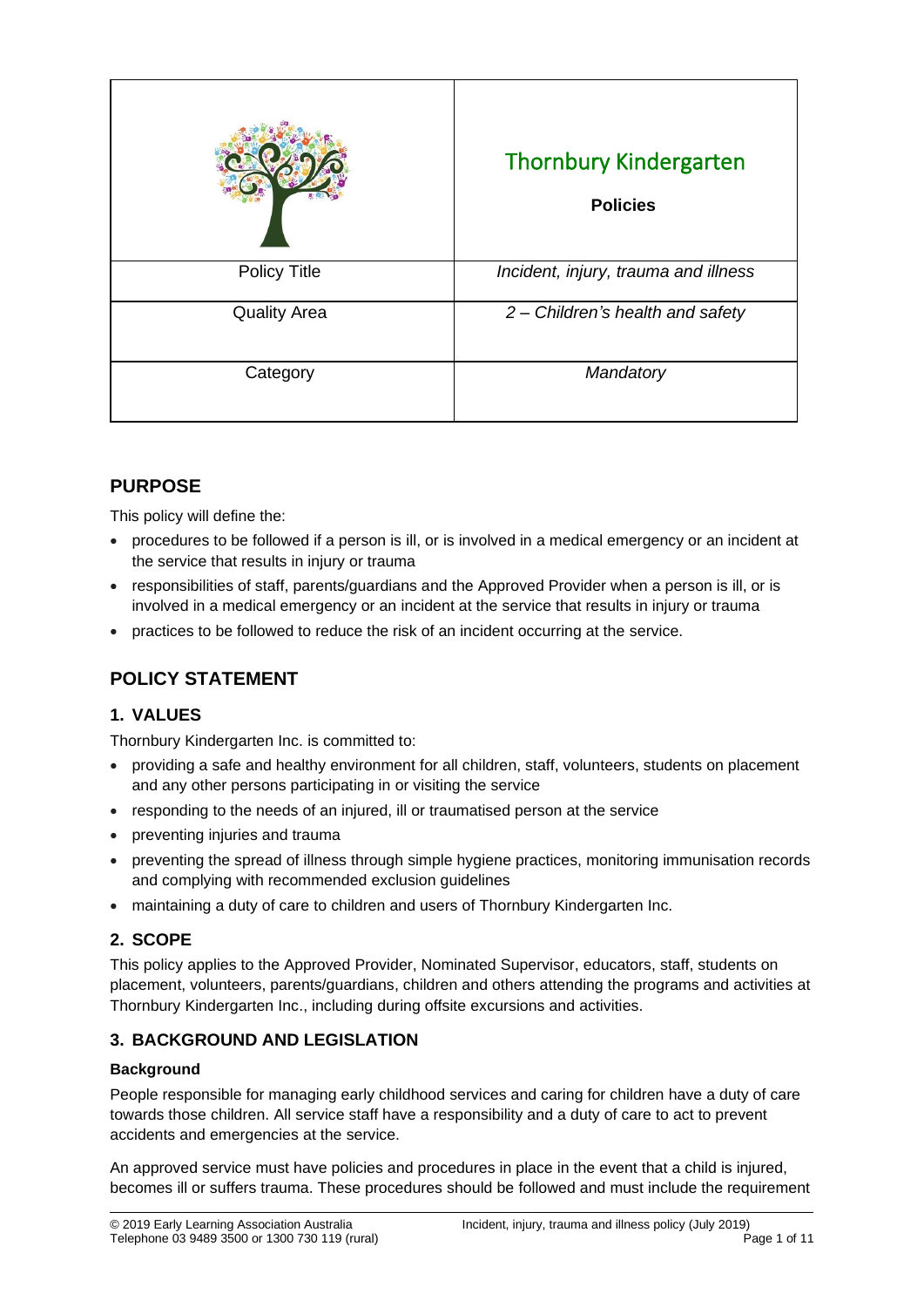| | Thornbury Kindergarten<br>**Policies** |
|---|---|
| Policy Title | *Incident, injury, trauma and illness* |
| Quality Area | *2 – Children's health and safety* |
| Category | *Mandatory* |

## PURPOSE

This policy will define the:

- procedures to be followed if a person is ill, or is involved in a medical emergency or an incident at the service that results in injury or trauma
- responsibilities of staff, parents/guardians and the Approved Provider when a person is ill, or is involved in a medical emergency or an incident at the service that results in injury or trauma
- practices to be followed to reduce the risk of an incident occurring at the service.

## POLICY STATEMENT

### 1. VALUES

Thornbury Kindergarten Inc. is committed to:

- providing a safe and healthy environment for all children, staff, volunteers, students on placement and any other persons participating in or visiting the service
- responding to the needs of an injured, ill or traumatised person at the service
- preventing injuries and trauma
- preventing the spread of illness through simple hygiene practices, monitoring immunisation records and complying with recommended exclusion guidelines
- maintaining a duty of care to children and users of Thornbury Kindergarten Inc.

### 2. SCOPE

This policy applies to the Approved Provider, Nominated Supervisor, educators, staff, students on placement, volunteers, parents/guardians, children and others attending the programs and activities at Thornbury Kindergarten Inc., including during offsite excursions and activities.

### 3. BACKGROUND AND LEGISLATION

#### Background

People responsible for managing early childhood services and caring for children have a duty of care towards those children. All service staff have a responsibility and a duty of care to act to prevent accidents and emergencies at the service.

An approved service must have policies and procedures in place in the event that a child is injured, becomes ill or suffers trauma. These procedures should be followed and must include the requirement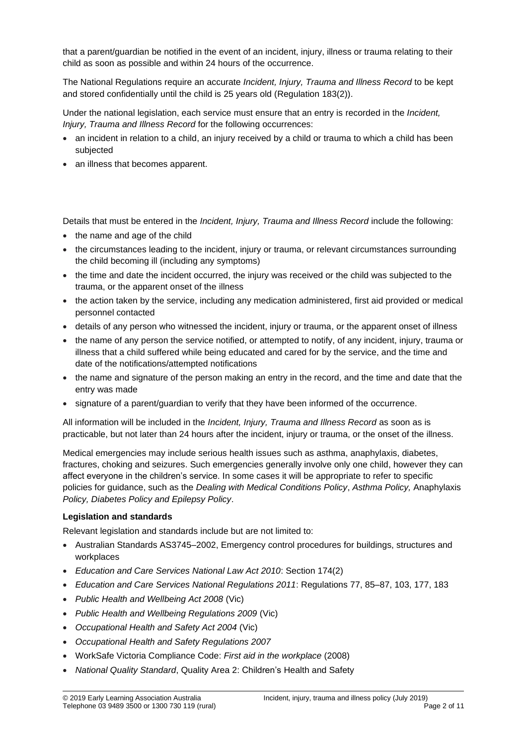that a parent/guardian be notified in the event of an incident, injury, illness or trauma relating to their child as soon as possible and within 24 hours of the occurrence.

The National Regulations require an accurate *Incident, Injury, Trauma and Illness Record* to be kept and stored confidentially until the child is 25 years old (Regulation 183(2)).

Under the national legislation, each service must ensure that an entry is recorded in the *Incident, Injury, Trauma and Illness Record* for the following occurrences:

- an incident in relation to a child, an injury received by a child or trauma to which a child has been subjected
- an illness that becomes apparent.

Details that must be entered in the *Incident, Injury, Trauma and Illness Record* include the following:

- the name and age of the child
- the circumstances leading to the incident, injury or trauma, or relevant circumstances surrounding the child becoming ill (including any symptoms)
- the time and date the incident occurred, the injury was received or the child was subjected to the trauma, or the apparent onset of the illness
- the action taken by the service, including any medication administered, first aid provided or medical personnel contacted
- details of any person who witnessed the incident, injury or trauma, or the apparent onset of illness
- the name of any person the service notified, or attempted to notify, of any incident, injury, trauma or illness that a child suffered while being educated and cared for by the service, and the time and date of the notifications/attempted notifications
- the name and signature of the person making an entry in the record, and the time and date that the entry was made
- signature of a parent/guardian to verify that they have been informed of the occurrence.

All information will be included in the *Incident, Injury, Trauma and Illness Record* as soon as is practicable, but not later than 24 hours after the incident, injury or trauma, or the onset of the illness.

Medical emergencies may include serious health issues such as asthma, anaphylaxis, diabetes, fractures, choking and seizures. Such emergencies generally involve only one child, however they can affect everyone in the children's service. In some cases it will be appropriate to refer to specific policies for guidance, such as the *Dealing with Medical Conditions Policy*, *Asthma Policy,* Anaphylaxis *Policy, Diabetes Policy and Epilepsy Policy*.

**Legislation and standards**

Relevant legislation and standards include but are not limited to:

- Australian Standards AS3745–2002, Emergency control procedures for buildings, structures and workplaces
- *Education and Care Services National Law Act 2010*: Section 174(2)
- *Education and Care Services National Regulations 2011*: Regulations 77, 85–87, 103, 177, 183
- *Public Health and Wellbeing Act 2008* (Vic)
- *Public Health and Wellbeing Regulations 2009* (Vic)
- *Occupational Health and Safety Act 2004* (Vic)
- *Occupational Health and Safety Regulations 2007*
- WorkSafe Victoria Compliance Code: *First aid in the workplace* (2008)
- *National Quality Standard*, Quality Area 2: Children's Health and Safety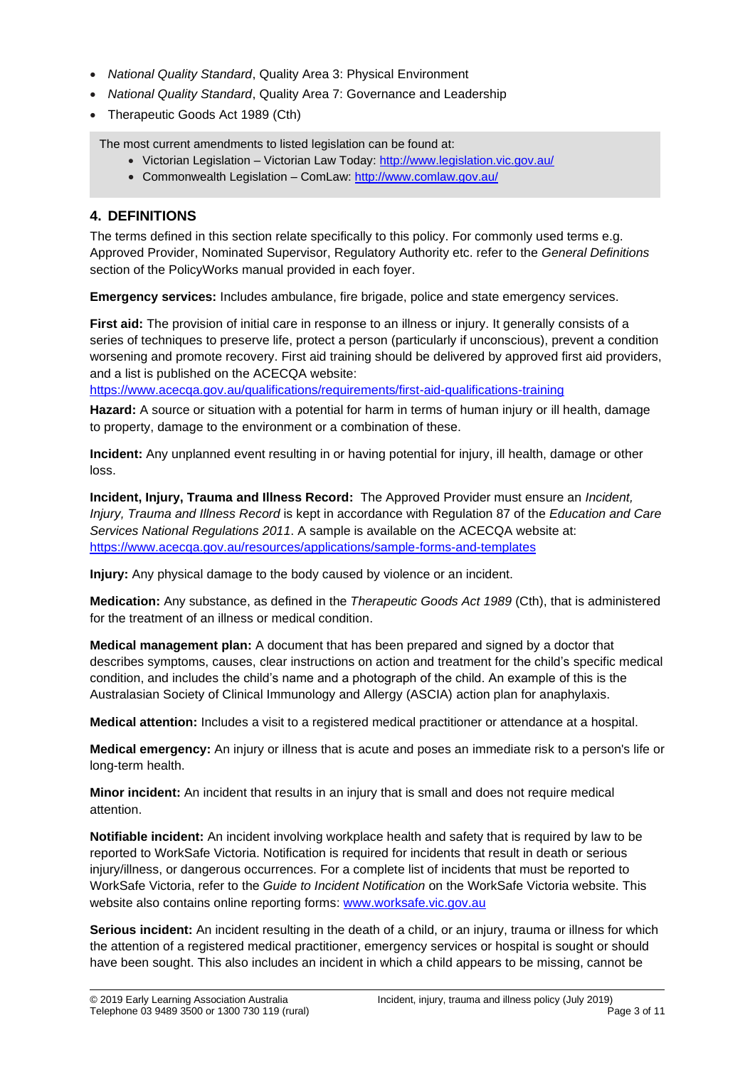- *National Quality Standard*, Quality Area 3: Physical Environment
- *National Quality Standard*, Quality Area 7: Governance and Leadership
- Therapeutic Goods Act 1989 (Cth)

> The most current amendments to listed legislation can be found at:
> - Victorian Legislation – Victorian Law Today: http://www.legislation.vic.gov.au/
> - Commonwealth Legislation – ComLaw: http://www.comlaw.gov.au/

## 4. DEFINITIONS

The terms defined in this section relate specifically to this policy. For commonly used terms e.g. Approved Provider, Nominated Supervisor, Regulatory Authority etc. refer to the *General Definitions* section of the PolicyWorks manual provided in each foyer.

**Emergency services:** Includes ambulance, fire brigade, police and state emergency services.

**First aid:** The provision of initial care in response to an illness or injury. It generally consists of a series of techniques to preserve life, protect a person (particularly if unconscious), prevent a condition worsening and promote recovery. First aid training should be delivered by approved first aid providers, and a list is published on the ACECQA website: https://www.acecqa.gov.au/qualifications/requirements/first-aid-qualifications-training

**Hazard:** A source or situation with a potential for harm in terms of human injury or ill health, damage to property, damage to the environment or a combination of these.

**Incident:** Any unplanned event resulting in or having potential for injury, ill health, damage or other loss.

**Incident, Injury, Trauma and Illness Record:** The Approved Provider must ensure an *Incident, Injury, Trauma and Illness Record* is kept in accordance with Regulation 87 of the *Education and Care Services National Regulations 2011*. A sample is available on the ACECQA website at: https://www.acecqa.gov.au/resources/applications/sample-forms-and-templates

**Injury:** Any physical damage to the body caused by violence or an incident.

**Medication:** Any substance, as defined in the *Therapeutic Goods Act 1989* (Cth), that is administered for the treatment of an illness or medical condition.

**Medical management plan:** A document that has been prepared and signed by a doctor that describes symptoms, causes, clear instructions on action and treatment for the child's specific medical condition, and includes the child's name and a photograph of the child. An example of this is the Australasian Society of Clinical Immunology and Allergy (ASCIA) action plan for anaphylaxis.

**Medical attention:** Includes a visit to a registered medical practitioner or attendance at a hospital.

**Medical emergency:** An injury or illness that is acute and poses an immediate risk to a person's life or long-term health.

**Minor incident:** An incident that results in an injury that is small and does not require medical attention.

**Notifiable incident:** An incident involving workplace health and safety that is required by law to be reported to WorkSafe Victoria. Notification is required for incidents that result in death or serious injury/illness, or dangerous occurrences. For a complete list of incidents that must be reported to WorkSafe Victoria, refer to the *Guide to Incident Notification* on the WorkSafe Victoria website. This website also contains online reporting forms: www.worksafe.vic.gov.au

**Serious incident:** An incident resulting in the death of a child, or an injury, trauma or illness for which the attention of a registered medical practitioner, emergency services or hospital is sought or should have been sought. This also includes an incident in which a child appears to be missing, cannot be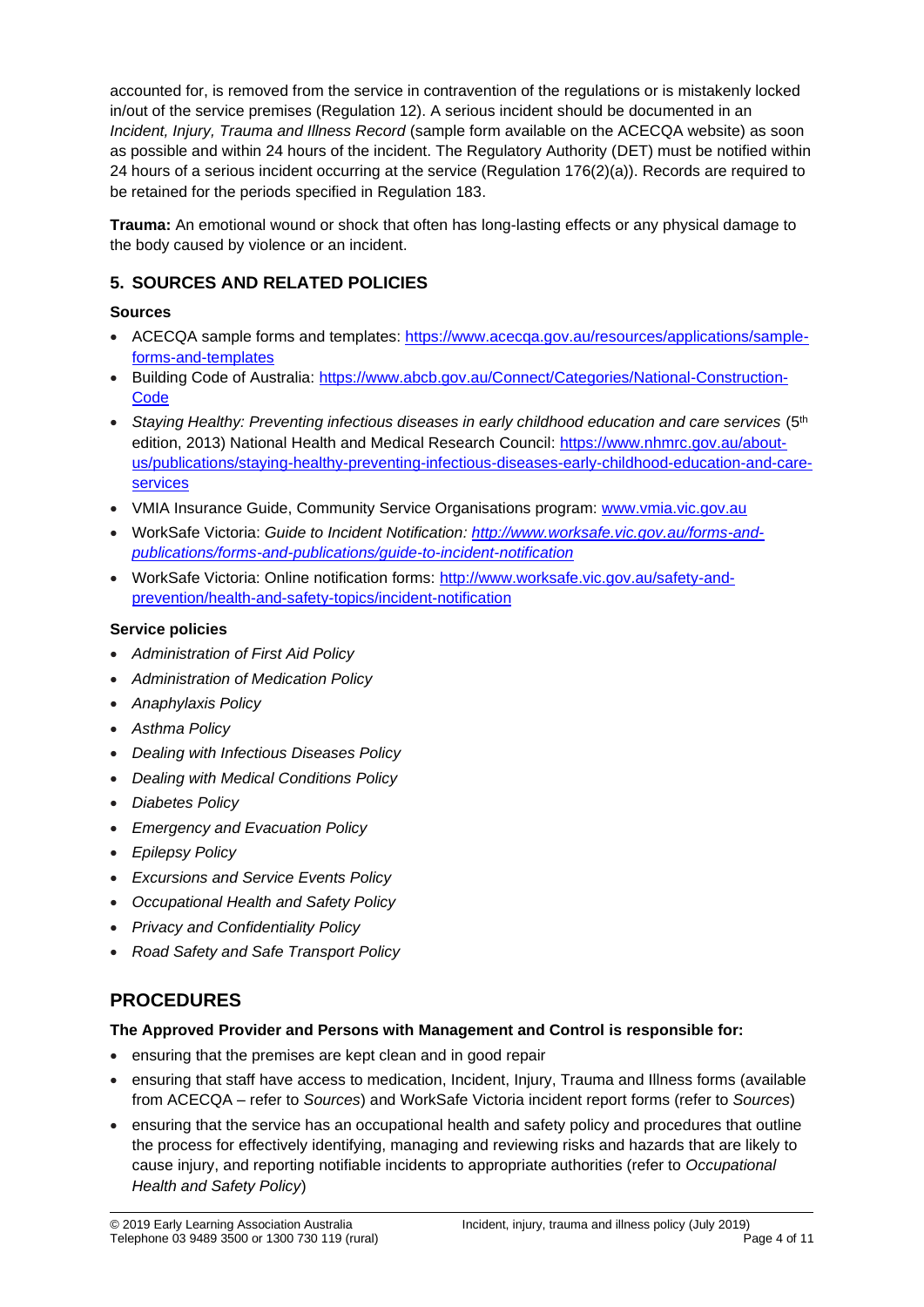accounted for, is removed from the service in contravention of the regulations or is mistakenly locked in/out of the service premises (Regulation 12). A serious incident should be documented in an *Incident, Injury, Trauma and Illness Record* (sample form available on the ACECQA website) as soon as possible and within 24 hours of the incident. The Regulatory Authority (DET) must be notified within 24 hours of a serious incident occurring at the service (Regulation 176(2)(a)). Records are required to be retained for the periods specified in Regulation 183.

**Trauma:** An emotional wound or shock that often has long-lasting effects or any physical damage to the body caused by violence or an incident.

## 5. SOURCES AND RELATED POLICIES

### Sources

- ACECQA sample forms and templates: https://www.acecqa.gov.au/resources/applications/sample-forms-and-templates
- Building Code of Australia: https://www.abcb.gov.au/Connect/Categories/National-Construction-Code
- *Staying Healthy: Preventing infectious diseases in early childhood education and care services* (5th edition, 2013) National Health and Medical Research Council: https://www.nhmrc.gov.au/about-us/publications/staying-healthy-preventing-infectious-diseases-early-childhood-education-and-care-services
- VMIA Insurance Guide, Community Service Organisations program: www.vmia.vic.gov.au
- WorkSafe Victoria: *Guide to Incident Notification: http://www.worksafe.vic.gov.au/forms-and-publications/forms-and-publications/guide-to-incident-notification*
- WorkSafe Victoria: Online notification forms: http://www.worksafe.vic.gov.au/safety-and-prevention/health-and-safety-topics/incident-notification

### Service policies

- *Administration of First Aid Policy*
- *Administration of Medication Policy*
- *Anaphylaxis Policy*
- *Asthma Policy*
- *Dealing with Infectious Diseases Policy*
- *Dealing with Medical Conditions Policy*
- *Diabetes Policy*
- *Emergency and Evacuation Policy*
- *Epilepsy Policy*
- *Excursions and Service Events Policy*
- *Occupational Health and Safety Policy*
- *Privacy and Confidentiality Policy*
- *Road Safety and Safe Transport Policy*

# PROCEDURES

**The Approved Provider and Persons with Management and Control is responsible for:**

- ensuring that the premises are kept clean and in good repair
- ensuring that staff have access to medication, Incident, Injury, Trauma and Illness forms (available from ACECQA – refer to *Sources*) and WorkSafe Victoria incident report forms (refer to *Sources*)
- ensuring that the service has an occupational health and safety policy and procedures that outline the process for effectively identifying, managing and reviewing risks and hazards that are likely to cause injury, and reporting notifiable incidents to appropriate authorities (refer to *Occupational Health and Safety Policy*)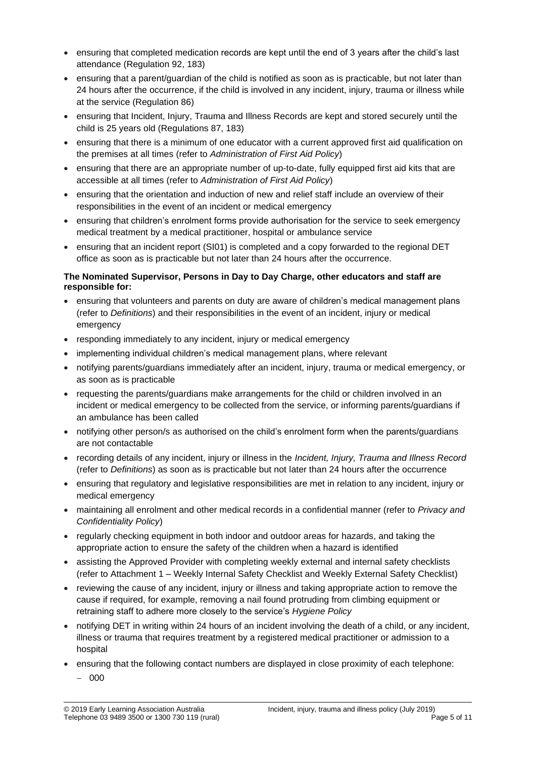- ensuring that completed medication records are kept until the end of 3 years after the child's last attendance (Regulation 92, 183)
- ensuring that a parent/guardian of the child is notified as soon as is practicable, but not later than 24 hours after the occurrence, if the child is involved in any incident, injury, trauma or illness while at the service (Regulation 86)
- ensuring that Incident, Injury, Trauma and Illness Records are kept and stored securely until the child is 25 years old (Regulations 87, 183)
- ensuring that there is a minimum of one educator with a current approved first aid qualification on the premises at all times (refer to *Administration of First Aid Policy*)
- ensuring that there are an appropriate number of up-to-date, fully equipped first aid kits that are accessible at all times (refer to *Administration of First Aid Policy*)
- ensuring that the orientation and induction of new and relief staff include an overview of their responsibilities in the event of an incident or medical emergency
- ensuring that children's enrolment forms provide authorisation for the service to seek emergency medical treatment by a medical practitioner, hospital or ambulance service
- ensuring that an incident report (SI01) is completed and a copy forwarded to the regional DET office as soon as is practicable but not later than 24 hours after the occurrence.

**The Nominated Supervisor, Persons in Day to Day Charge, other educators and staff are responsible for:**

- ensuring that volunteers and parents on duty are aware of children's medical management plans (refer to *Definitions*) and their responsibilities in the event of an incident, injury or medical emergency
- responding immediately to any incident, injury or medical emergency
- implementing individual children's medical management plans, where relevant
- notifying parents/guardians immediately after an incident, injury, trauma or medical emergency, or as soon as is practicable
- requesting the parents/guardians make arrangements for the child or children involved in an incident or medical emergency to be collected from the service, or informing parents/guardians if an ambulance has been called
- notifying other person/s as authorised on the child's enrolment form when the parents/guardians are not contactable
- recording details of any incident, injury or illness in the *Incident, Injury, Trauma and Illness Record* (refer to *Definitions*) as soon as is practicable but not later than 24 hours after the occurrence
- ensuring that regulatory and legislative responsibilities are met in relation to any incident, injury or medical emergency
- maintaining all enrolment and other medical records in a confidential manner (refer to *Privacy and Confidentiality Policy*)
- regularly checking equipment in both indoor and outdoor areas for hazards, and taking the appropriate action to ensure the safety of the children when a hazard is identified
- assisting the Approved Provider with completing weekly external and internal safety checklists (refer to Attachment 1 – Weekly Internal Safety Checklist and Weekly External Safety Checklist)
- reviewing the cause of any incident, injury or illness and taking appropriate action to remove the cause if required, for example, removing a nail found protruding from climbing equipment or retraining staff to adhere more closely to the service's *Hygiene Policy*
- notifying DET in writing within 24 hours of an incident involving the death of a child, or any incident, illness or trauma that requires treatment by a registered medical practitioner or admission to a hospital
- ensuring that the following contact numbers are displayed in close proximity of each telephone:
  - 000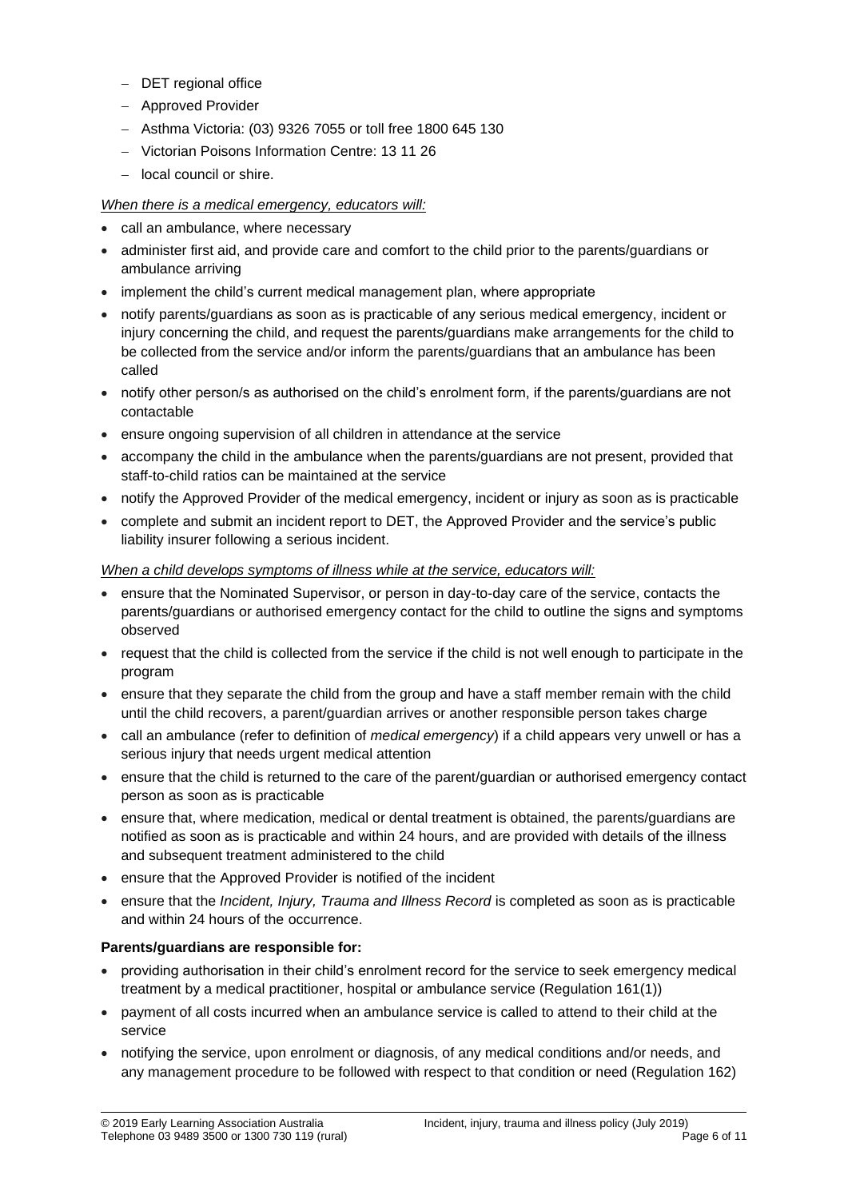- DET regional office
  - Approved Provider
  - Asthma Victoria: (03) 9326 7055 or toll free 1800 645 130
  - Victorian Poisons Information Centre: 13 11 26
  - local council or shire.

*When there is a medical emergency, educators will:*

- call an ambulance, where necessary
- administer first aid, and provide care and comfort to the child prior to the parents/guardians or ambulance arriving
- implement the child's current medical management plan, where appropriate
- notify parents/guardians as soon as is practicable of any serious medical emergency, incident or injury concerning the child, and request the parents/guardians make arrangements for the child to be collected from the service and/or inform the parents/guardians that an ambulance has been called
- notify other person/s as authorised on the child's enrolment form, if the parents/guardians are not contactable
- ensure ongoing supervision of all children in attendance at the service
- accompany the child in the ambulance when the parents/guardians are not present, provided that staff-to-child ratios can be maintained at the service
- notify the Approved Provider of the medical emergency, incident or injury as soon as is practicable
- complete and submit an incident report to DET, the Approved Provider and the service's public liability insurer following a serious incident.

*When a child develops symptoms of illness while at the service, educators will:*

- ensure that the Nominated Supervisor, or person in day-to-day care of the service, contacts the parents/guardians or authorised emergency contact for the child to outline the signs and symptoms observed
- request that the child is collected from the service if the child is not well enough to participate in the program
- ensure that they separate the child from the group and have a staff member remain with the child until the child recovers, a parent/guardian arrives or another responsible person takes charge
- call an ambulance (refer to definition of *medical emergency*) if a child appears very unwell or has a serious injury that needs urgent medical attention
- ensure that the child is returned to the care of the parent/guardian or authorised emergency contact person as soon as is practicable
- ensure that, where medication, medical or dental treatment is obtained, the parents/guardians are notified as soon as is practicable and within 24 hours, and are provided with details of the illness and subsequent treatment administered to the child
- ensure that the Approved Provider is notified of the incident
- ensure that the *Incident, Injury, Trauma and Illness Record* is completed as soon as is practicable and within 24 hours of the occurrence.

**Parents/guardians are responsible for:**

- providing authorisation in their child's enrolment record for the service to seek emergency medical treatment by a medical practitioner, hospital or ambulance service (Regulation 161(1))
- payment of all costs incurred when an ambulance service is called to attend to their child at the service
- notifying the service, upon enrolment or diagnosis, of any medical conditions and/or needs, and any management procedure to be followed with respect to that condition or need (Regulation 162)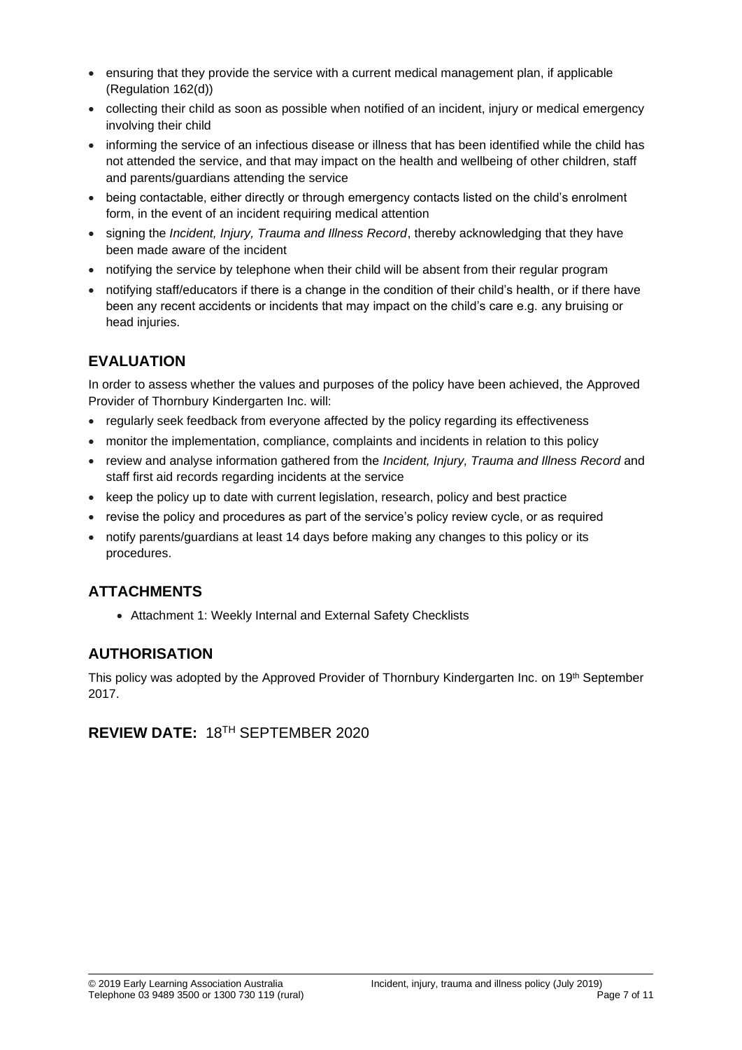- ensuring that they provide the service with a current medical management plan, if applicable (Regulation 162(d))
- collecting their child as soon as possible when notified of an incident, injury or medical emergency involving their child
- informing the service of an infectious disease or illness that has been identified while the child has not attended the service, and that may impact on the health and wellbeing of other children, staff and parents/guardians attending the service
- being contactable, either directly or through emergency contacts listed on the child's enrolment form, in the event of an incident requiring medical attention
- signing the *Incident, Injury, Trauma and Illness Record*, thereby acknowledging that they have been made aware of the incident
- notifying the service by telephone when their child will be absent from their regular program
- notifying staff/educators if there is a change in the condition of their child's health, or if there have been any recent accidents or incidents that may impact on the child's care e.g. any bruising or head injuries.

## EVALUATION

In order to assess whether the values and purposes of the policy have been achieved, the Approved Provider of Thornbury Kindergarten Inc. will:

- regularly seek feedback from everyone affected by the policy regarding its effectiveness
- monitor the implementation, compliance, complaints and incidents in relation to this policy
- review and analyse information gathered from the *Incident, Injury, Trauma and Illness Record* and staff first aid records regarding incidents at the service
- keep the policy up to date with current legislation, research, policy and best practice
- revise the policy and procedures as part of the service's policy review cycle, or as required
- notify parents/guardians at least 14 days before making any changes to this policy or its procedures.

## ATTACHMENTS

- Attachment 1: Weekly Internal and External Safety Checklists

## AUTHORISATION

This policy was adopted by the Approved Provider of Thornbury Kindergarten Inc. on 19th September 2017.

## REVIEW DATE: 18TH SEPTEMBER 2020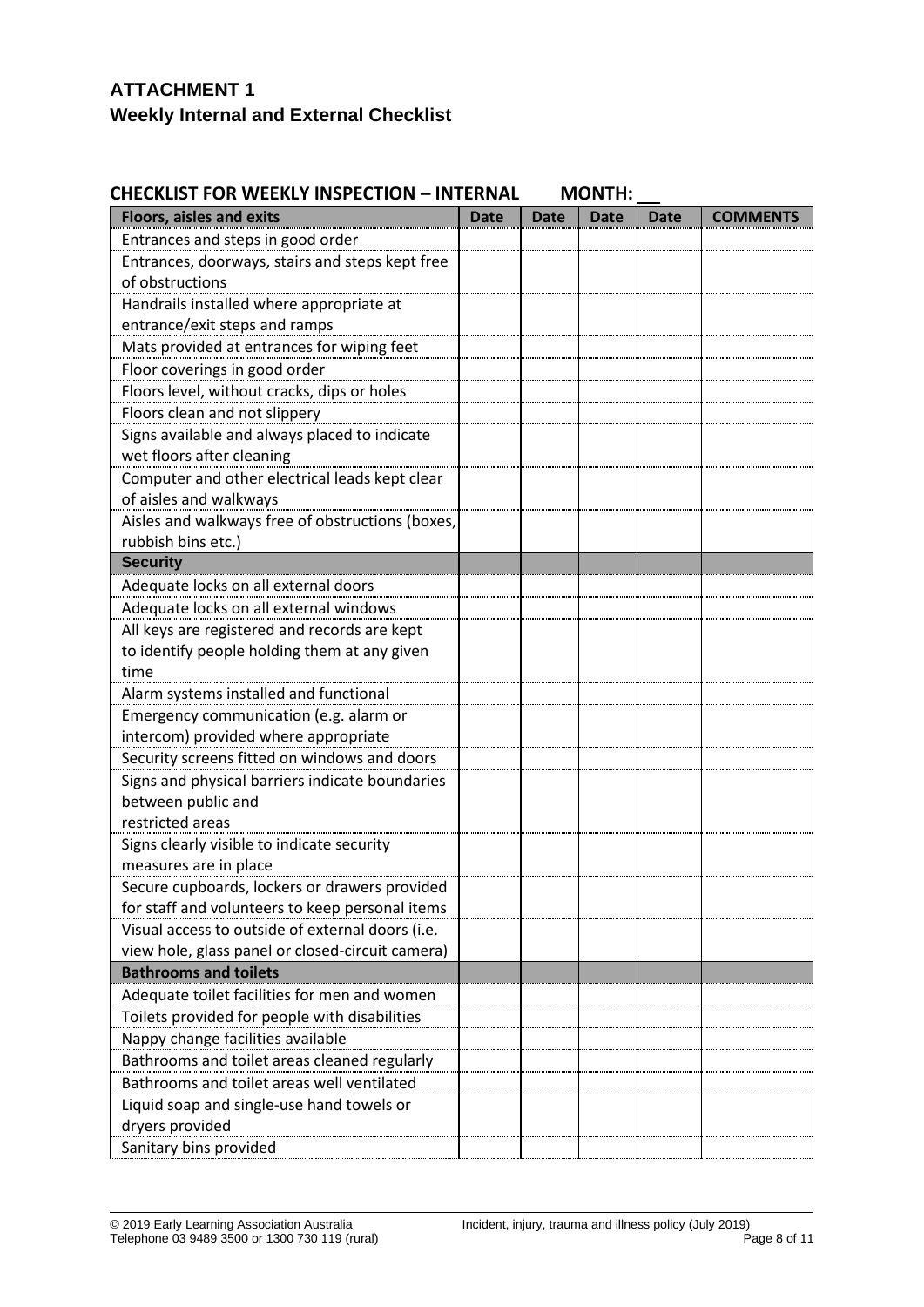## ATTACHMENT 1

### Weekly Internal and External Checklist

**CHECKLIST FOR WEEKLY INSPECTION – INTERNAL MONTH: __**

| Floors, aisles and exits | Date | Date | Date | Date | COMMENTS |
|---|---|---|---|---|---|
| Entrances and steps in good order | | | | | |
| Entrances, doorways, stairs and steps kept free of obstructions | | | | | |
| Handrails installed where appropriate at entrance/exit steps and ramps | | | | | |
| Mats provided at entrances for wiping feet | | | | | |
| Floor coverings in good order | | | | | |
| Floors level, without cracks, dips or holes | | | | | |
| Floors clean and not slippery | | | | | |
| Signs available and always placed to indicate wet floors after cleaning | | | | | |
| Computer and other electrical leads kept clear of aisles and walkways | | | | | |
| Aisles and walkways free of obstructions (boxes, rubbish bins etc.) | | | | | |
| **Security** | | | | | |
| Adequate locks on all external doors | | | | | |
| Adequate locks on all external windows | | | | | |
| All keys are registered and records are kept to identify people holding them at any given time | | | | | |
| Alarm systems installed and functional | | | | | |
| Emergency communication (e.g. alarm or intercom) provided where appropriate | | | | | |
| Security screens fitted on windows and doors | | | | | |
| Signs and physical barriers indicate boundaries between public and restricted areas | | | | | |
| Signs clearly visible to indicate security measures are in place | | | | | |
| Secure cupboards, lockers or drawers provided for staff and volunteers to keep personal items | | | | | |
| Visual access to outside of external doors (i.e. view hole, glass panel or closed-circuit camera) | | | | | |
| **Bathrooms and toilets** | | | | | |
| Adequate toilet facilities for men and women | | | | | |
| Toilets provided for people with disabilities | | | | | |
| Nappy change facilities available | | | | | |
| Bathrooms and toilet areas cleaned regularly | | | | | |
| Bathrooms and toilet areas well ventilated | | | | | |
| Liquid soap and single-use hand towels or dryers provided | | | | | |
| Sanitary bins provided | | | | | |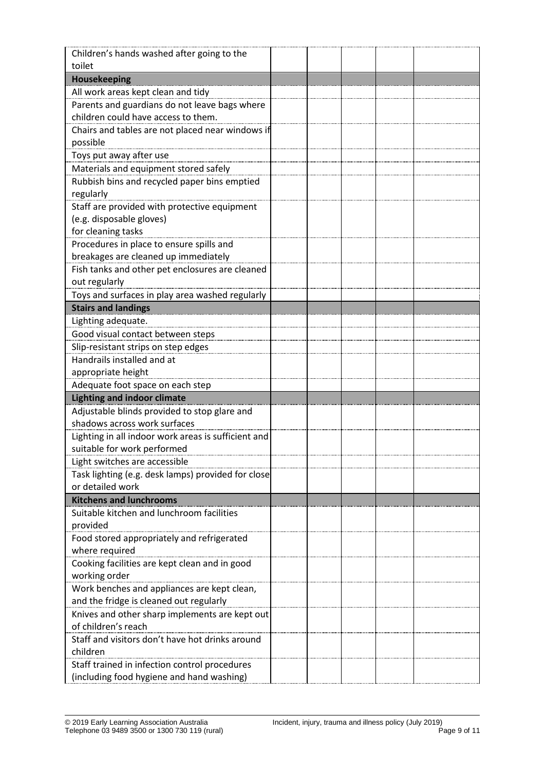| | | | | | |
|---|---|---|---|---|---|
| Children's hands washed after going to the toilet | | | | | |
| **Housekeeping** | | | | | |
| All work areas kept clean and tidy | | | | | |
| Parents and guardians do not leave bags where children could have access to them. | | | | | |
| Chairs and tables are not placed near windows if possible | | | | | |
| Toys put away after use | | | | | |
| Materials and equipment stored safely | | | | | |
| Rubbish bins and recycled paper bins emptied regularly | | | | | |
| Staff are provided with protective equipment (e.g. disposable gloves) for cleaning tasks | | | | | |
| Procedures in place to ensure spills and breakages are cleaned up immediately | | | | | |
| Fish tanks and other pet enclosures are cleaned out regularly | | | | | |
| Toys and surfaces in play area washed regularly | | | | | |
| **Stairs and landings** | | | | | |
| Lighting adequate. | | | | | |
| Good visual contact between steps | | | | | |
| Slip-resistant strips on step edges | | | | | |
| Handrails installed and at appropriate height | | | | | |
| Adequate foot space on each step | | | | | |
| **Lighting and indoor climate** | | | | | |
| Adjustable blinds provided to stop glare and shadows across work surfaces | | | | | |
| Lighting in all indoor work areas is sufficient and suitable for work performed | | | | | |
| Light switches are accessible | | | | | |
| Task lighting (e.g. desk lamps) provided for close or detailed work | | | | | |
| **Kitchens and lunchrooms** | | | | | |
| Suitable kitchen and lunchroom facilities provided | | | | | |
| Food stored appropriately and refrigerated where required | | | | | |
| Cooking facilities are kept clean and in good working order | | | | | |
| Work benches and appliances are kept clean, and the fridge is cleaned out regularly | | | | | |
| Knives and other sharp implements are kept out of children's reach | | | | | |
| Staff and visitors don't have hot drinks around children | | | | | |
| Staff trained in infection control procedures (including food hygiene and hand washing) | | | | | |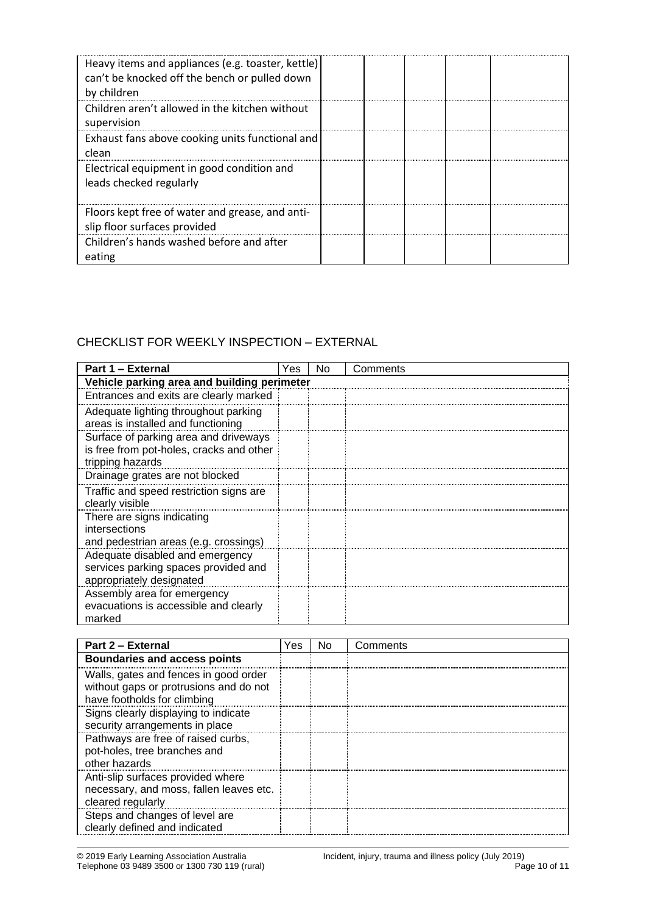| Heavy items and appliances (e.g. toaster, kettle) can't be knocked off the bench or pulled down by children | | | | |
|---|---|---|---|---|
| Children aren't allowed in the kitchen without supervision | | | | |
| Exhaust fans above cooking units functional and clean | | | | |
| Electrical equipment in good condition and leads checked regularly | | | | |
| Floors kept free of water and grease, and anti-slip floor surfaces provided | | | | |
| Children's hands washed before and after eating | | | | |

## CHECKLIST FOR WEEKLY INSPECTION – EXTERNAL

| Part 1 – External | Yes | No | Comments |
|---|---|---|---|
| **Vehicle parking area and building perimeter** | | | |
| Entrances and exits are clearly marked | | | |
| Adequate lighting throughout parking areas is installed and functioning | | | |
| Surface of parking area and driveways is free from pot-holes, cracks and other tripping hazards | | | |
| Drainage grates are not blocked | | | |
| Traffic and speed restriction signs are clearly visible | | | |
| There are signs indicating intersections and pedestrian areas (e.g. crossings) | | | |
| Adequate disabled and emergency services parking spaces provided and appropriately designated | | | |
| Assembly area for emergency evacuations is accessible and clearly marked | | | |

| Part 2 – External | Yes | No | Comments |
|---|---|---|---|
| **Boundaries and access points** | | | |
| Walls, gates and fences in good order without gaps or protrusions and do not have footholds for climbing | | | |
| Signs clearly displaying to indicate security arrangements in place | | | |
| Pathways are free of raised curbs, pot-holes, tree branches and other hazards | | | |
| Anti-slip surfaces provided where necessary, and moss, fallen leaves etc. cleared regularly | | | |
| Steps and changes of level are clearly defined and indicated | | | |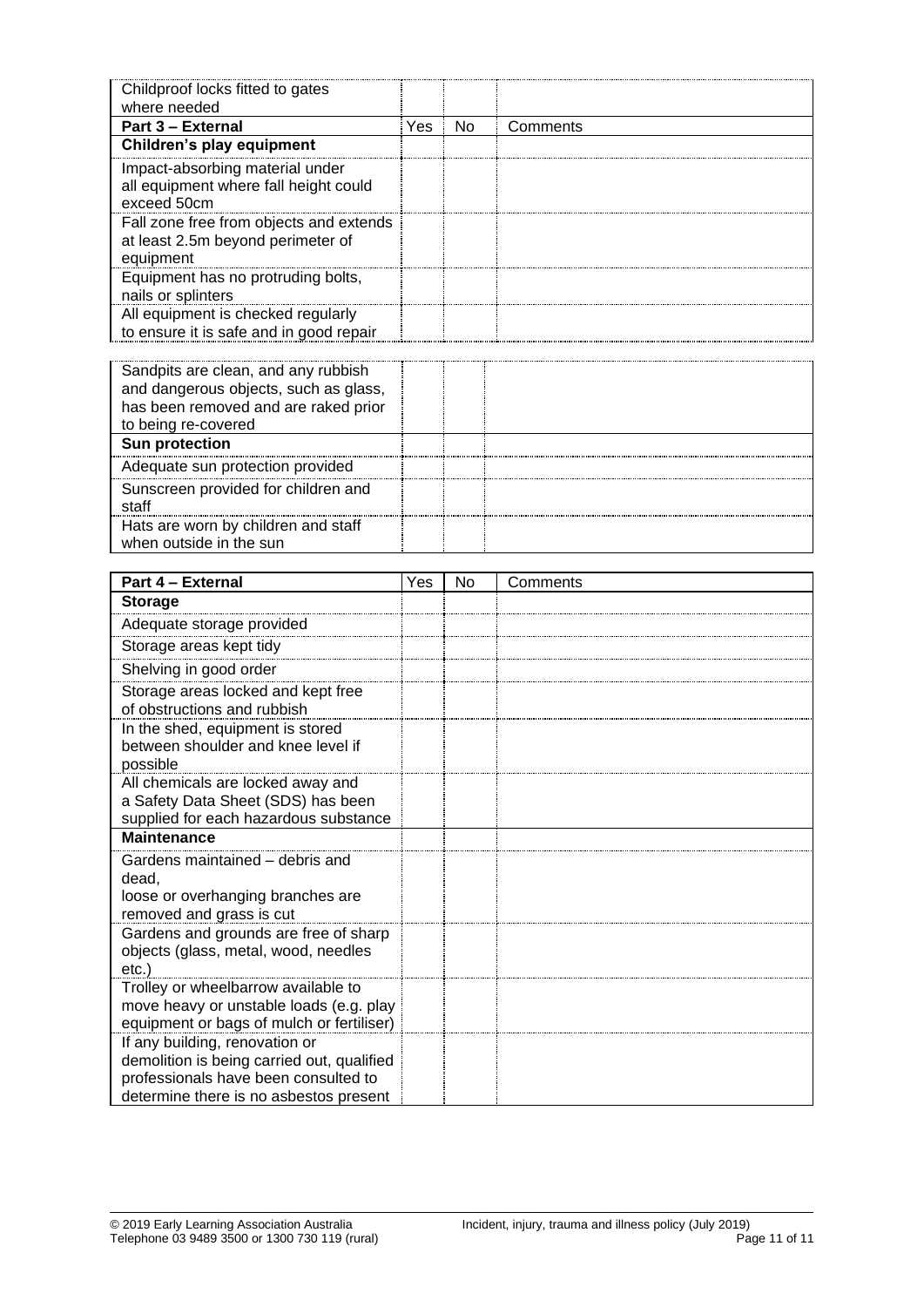| | | | |
|---|---|---|---|
| Childproof locks fitted to gates where needed | | | |
| **Part 3 – External** | Yes | No | Comments |
| **Children's play equipment** | | | |
| Impact-absorbing material under all equipment where fall height could exceed 50cm | | | |
| Fall zone free from objects and extends at least 2.5m beyond perimeter of equipment | | | |
| Equipment has no protruding bolts, nails or splinters | | | |
| All equipment is checked regularly to ensure it is safe and in good repair | | | |
| Sandpits are clean, and any rubbish and dangerous objects, such as glass, has been removed and are raked prior to being re-covered | | | |
| **Sun protection** | | | |
| Adequate sun protection provided | | | |
| Sunscreen provided for children and staff | | | |
| Hats are worn by children and staff when outside in the sun | | | |

| **Part 4 – External** | Yes | No | Comments |
|---|---|---|---|
| **Storage** | | | |
| Adequate storage provided | | | |
| Storage areas kept tidy | | | |
| Shelving in good order | | | |
| Storage areas locked and kept free of obstructions and rubbish | | | |
| In the shed, equipment is stored between shoulder and knee level if possible | | | |
| All chemicals are locked away and a Safety Data Sheet (SDS) has been supplied for each hazardous substance | | | |
| **Maintenance** | | | |
| Gardens maintained – debris and dead, loose or overhanging branches are removed and grass is cut | | | |
| Gardens and grounds are free of sharp objects (glass, metal, wood, needles etc.) | | | |
| Trolley or wheelbarrow available to move heavy or unstable loads (e.g. play equipment or bags of mulch or fertiliser) | | | |
| If any building, renovation or demolition is being carried out, qualified professionals have been consulted to determine there is no asbestos present | | | |